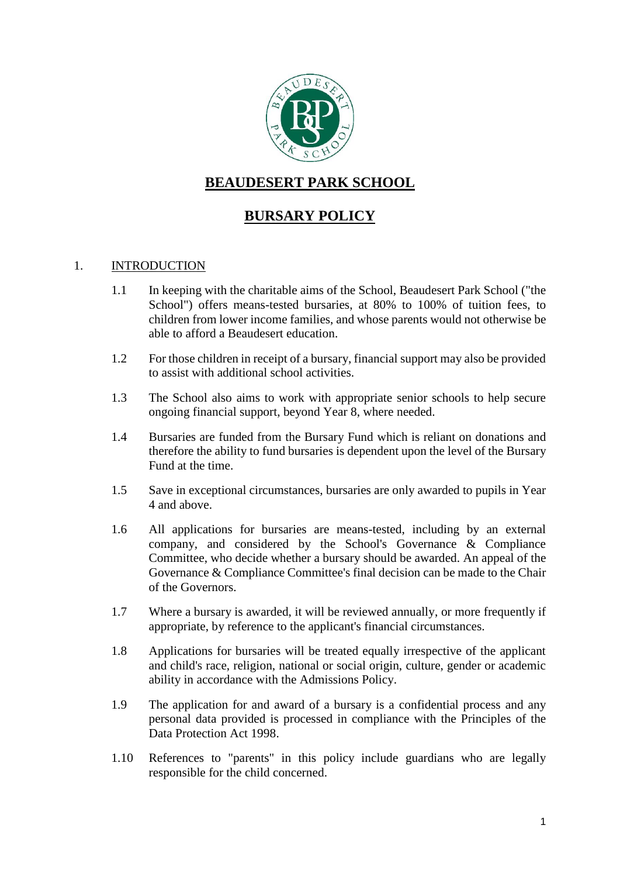# BEAUDESERT PARK SCHOOL

## BURSARY POLICY

### 1. INTRODUCTION

1.1 In keeping with the charitable aims of the School, Beaudesert Park School ("the School") offers means-tested bursaries, at 80% to 100% of tuition fees, to children from lower income families, and whose parents would not otherwise be able to afford a Beaudesert education.

1.2 For those children in receipt of a bursary, financial support may also be provided to assist with additional school activities.

1.3 The School also aims to work with appropriate senior schools to help secure ongoing financial support, beyond Year 8, where needed.

1.4 Bursaries are funded from the Bursary Fund which is reliant on donations and therefore the ability to fund bursaries is dependent upon the level of the Bursary Fund at the time.

1.5 Save in exceptional circumstances, bursaries are only awarded to pupils in Year 4 and above.

1.6 All applications for bursaries are means-tested, including by an external company, and considered by the School's Governance & Compliance Committee, who decide whether a bursary should be awarded. An appeal of the Governance & Compliance Committee's final decision can be made to the Chair of the Governors.

1.7 Where a bursary is awarded, it will be reviewed annually, or more frequently if appropriate, by reference to the applicant's financial circumstances.

1.8 Applications for bursaries will be treated equally irrespective of the applicant and child's race, religion, national or social origin, culture, gender or academic ability in accordance with the Admissions Policy.

1.9 The application for and award of a bursary is a confidential process and any personal data provided is processed in compliance with the Principles of the Data Protection Act 1998.

1.10 References to "parents" in this policy include guardians who are legally responsible for the child concerned.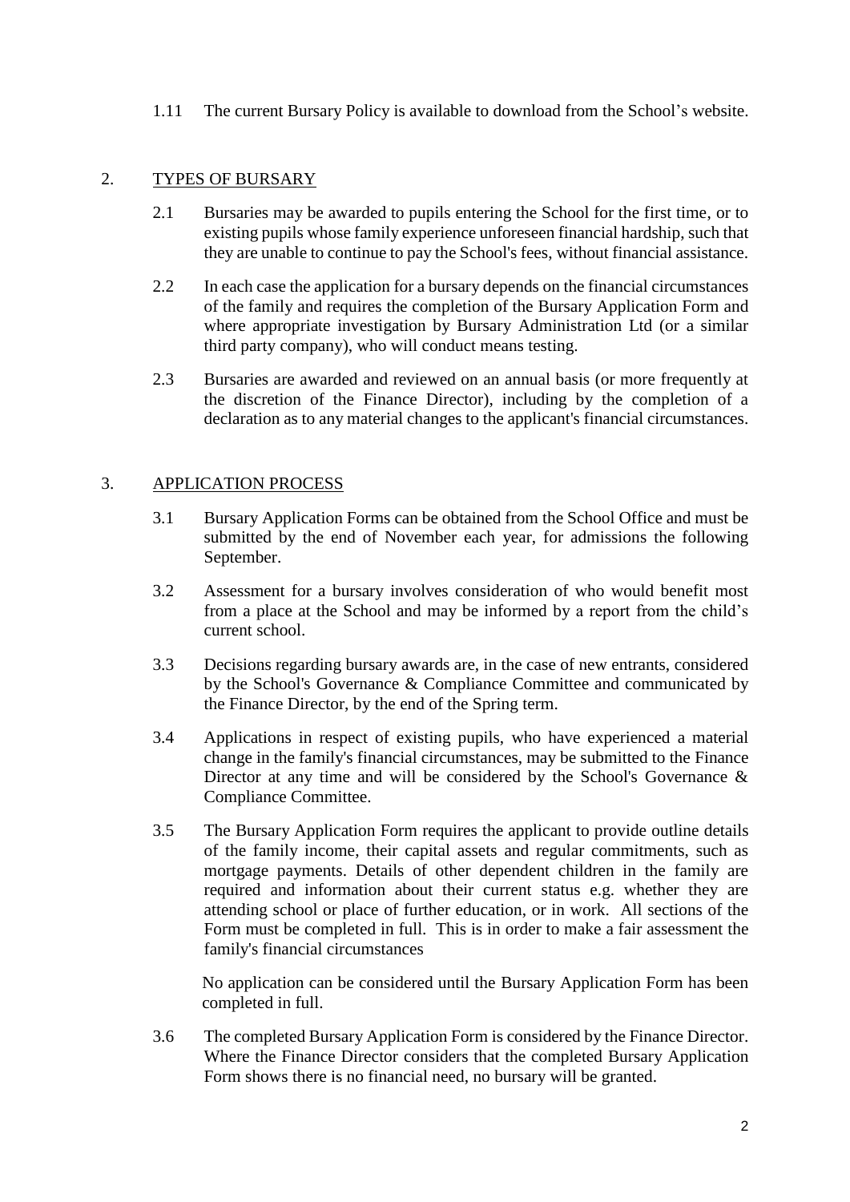1.11 The current Bursary Policy is available to download from the School's website.

## 2. TYPES OF BURSARY

2.1 Bursaries may be awarded to pupils entering the School for the first time, or to existing pupils whose family experience unforeseen financial hardship, such that they are unable to continue to pay the School's fees, without financial assistance.

2.2 In each case the application for a bursary depends on the financial circumstances of the family and requires the completion of the Bursary Application Form and where appropriate investigation by Bursary Administration Ltd (or a similar third party company), who will conduct means testing.

2.3 Bursaries are awarded and reviewed on an annual basis (or more frequently at the discretion of the Finance Director), including by the completion of a declaration as to any material changes to the applicant's financial circumstances.

## 3. APPLICATION PROCESS

3.1 Bursary Application Forms can be obtained from the School Office and must be submitted by the end of November each year, for admissions the following September.

3.2 Assessment for a bursary involves consideration of who would benefit most from a place at the School and may be informed by a report from the child's current school.

3.3 Decisions regarding bursary awards are, in the case of new entrants, considered by the School's Governance & Compliance Committee and communicated by the Finance Director, by the end of the Spring term.

3.4 Applications in respect of existing pupils, who have experienced a material change in the family's financial circumstances, may be submitted to the Finance Director at any time and will be considered by the School's Governance & Compliance Committee.

3.5 The Bursary Application Form requires the applicant to provide outline details of the family income, their capital assets and regular commitments, such as mortgage payments. Details of other dependent children in the family are required and information about their current status e.g. whether they are attending school or place of further education, or in work. All sections of the Form must be completed in full. This is in order to make a fair assessment the family's financial circumstances

No application can be considered until the Bursary Application Form has been completed in full.

3.6 The completed Bursary Application Form is considered by the Finance Director. Where the Finance Director considers that the completed Bursary Application Form shows there is no financial need, no bursary will be granted.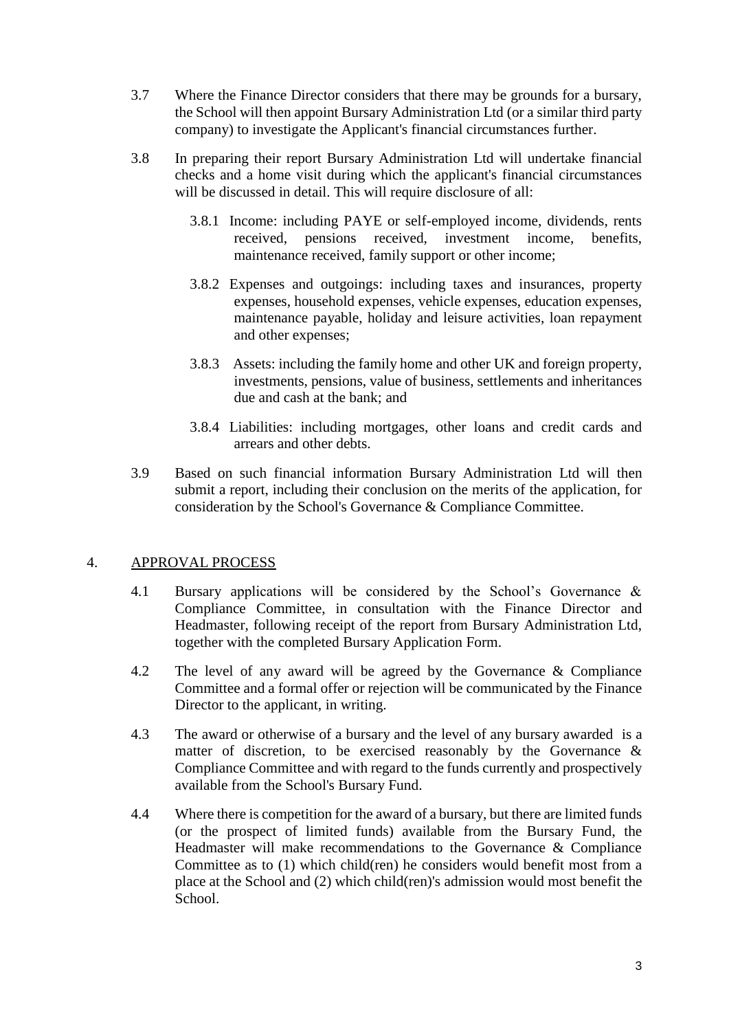3.7 Where the Finance Director considers that there may be grounds for a bursary, the School will then appoint Bursary Administration Ltd (or a similar third party company) to investigate the Applicant's financial circumstances further.

3.8 In preparing their report Bursary Administration Ltd will undertake financial checks and a home visit during which the applicant's financial circumstances will be discussed in detail. This will require disclosure of all:

3.8.1 Income: including PAYE or self-employed income, dividends, rents received, pensions received, investment income, benefits, maintenance received, family support or other income;

3.8.2 Expenses and outgoings: including taxes and insurances, property expenses, household expenses, vehicle expenses, education expenses, maintenance payable, holiday and leisure activities, loan repayment and other expenses;

3.8.3 Assets: including the family home and other UK and foreign property, investments, pensions, value of business, settlements and inheritances due and cash at the bank; and

3.8.4 Liabilities: including mortgages, other loans and credit cards and arrears and other debts.

3.9 Based on such financial information Bursary Administration Ltd will then submit a report, including their conclusion on the merits of the application, for consideration by the School's Governance & Compliance Committee.

## 4. APPROVAL PROCESS

4.1 Bursary applications will be considered by the School's Governance & Compliance Committee, in consultation with the Finance Director and Headmaster, following receipt of the report from Bursary Administration Ltd, together with the completed Bursary Application Form.

4.2 The level of any award will be agreed by the Governance & Compliance Committee and a formal offer or rejection will be communicated by the Finance Director to the applicant, in writing.

4.3 The award or otherwise of a bursary and the level of any bursary awarded is a matter of discretion, to be exercised reasonably by the Governance & Compliance Committee and with regard to the funds currently and prospectively available from the School's Bursary Fund.

4.4 Where there is competition for the award of a bursary, but there are limited funds (or the prospect of limited funds) available from the Bursary Fund, the Headmaster will make recommendations to the Governance & Compliance Committee as to (1) which child(ren) he considers would benefit most from a place at the School and (2) which child(ren)'s admission would most benefit the School.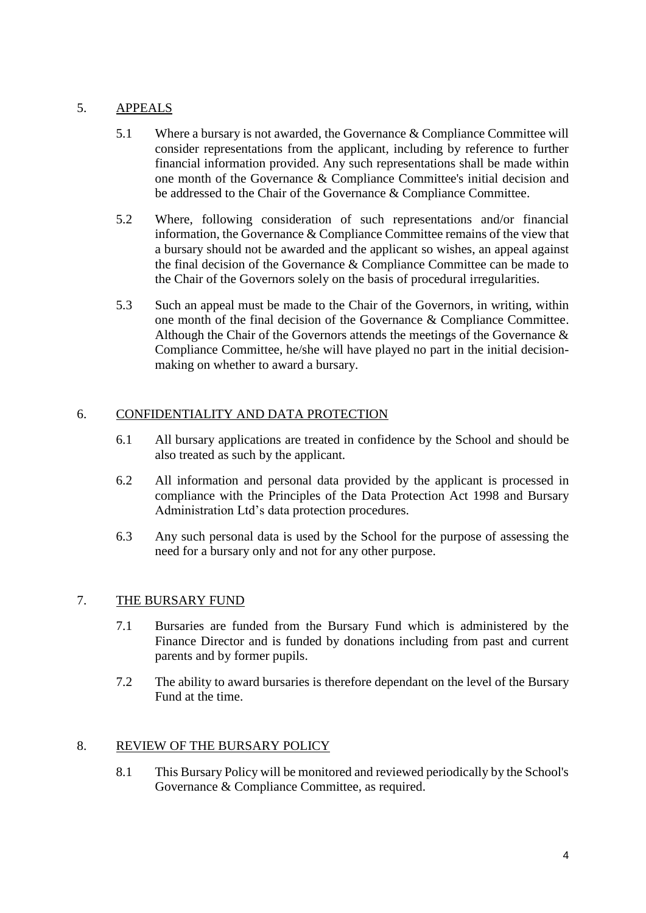## 5. APPEALS

5.1 Where a bursary is not awarded, the Governance & Compliance Committee will consider representations from the applicant, including by reference to further financial information provided. Any such representations shall be made within one month of the Governance & Compliance Committee's initial decision and be addressed to the Chair of the Governance & Compliance Committee.

5.2 Where, following consideration of such representations and/or financial information, the Governance & Compliance Committee remains of the view that a bursary should not be awarded and the applicant so wishes, an appeal against the final decision of the Governance & Compliance Committee can be made to the Chair of the Governors solely on the basis of procedural irregularities.

5.3 Such an appeal must be made to the Chair of the Governors, in writing, within one month of the final decision of the Governance & Compliance Committee. Although the Chair of the Governors attends the meetings of the Governance & Compliance Committee, he/she will have played no part in the initial decision-making on whether to award a bursary.

## 6. CONFIDENTIALITY AND DATA PROTECTION

6.1 All bursary applications are treated in confidence by the School and should be also treated as such by the applicant.

6.2 All information and personal data provided by the applicant is processed in compliance with the Principles of the Data Protection Act 1998 and Bursary Administration Ltd's data protection procedures.

6.3 Any such personal data is used by the School for the purpose of assessing the need for a bursary only and not for any other purpose.

## 7. THE BURSARY FUND

7.1 Bursaries are funded from the Bursary Fund which is administered by the Finance Director and is funded by donations including from past and current parents and by former pupils.

7.2 The ability to award bursaries is therefore dependant on the level of the Bursary Fund at the time.

## 8. REVIEW OF THE BURSARY POLICY

8.1 This Bursary Policy will be monitored and reviewed periodically by the School's Governance & Compliance Committee, as required.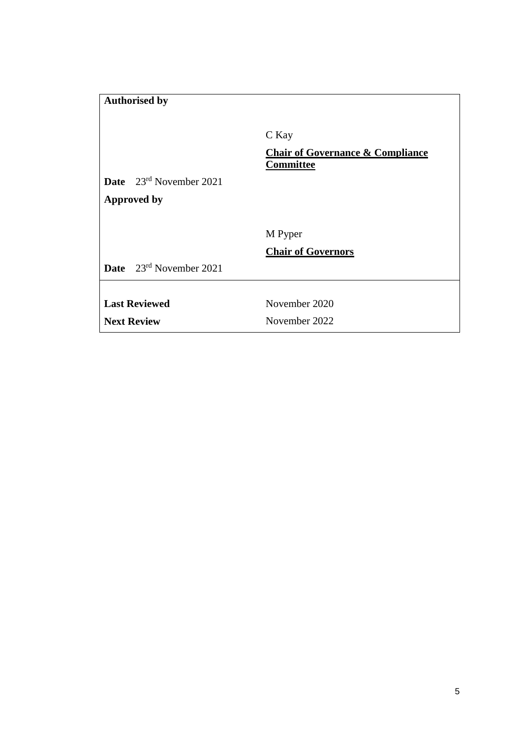| | |
|---|---|
| **Authorised by** | |
| | C Kay |
| | **Chair of Governance & Compliance Committee** |
| **Date** 23rd November 2021 | |
| **Approved by** | |
| | M Pyper |
| | **Chair of Governors** |
| **Date** 23rd November 2021 | |
| **Last Reviewed** | November 2020 |
| **Next Review** | November 2022 |